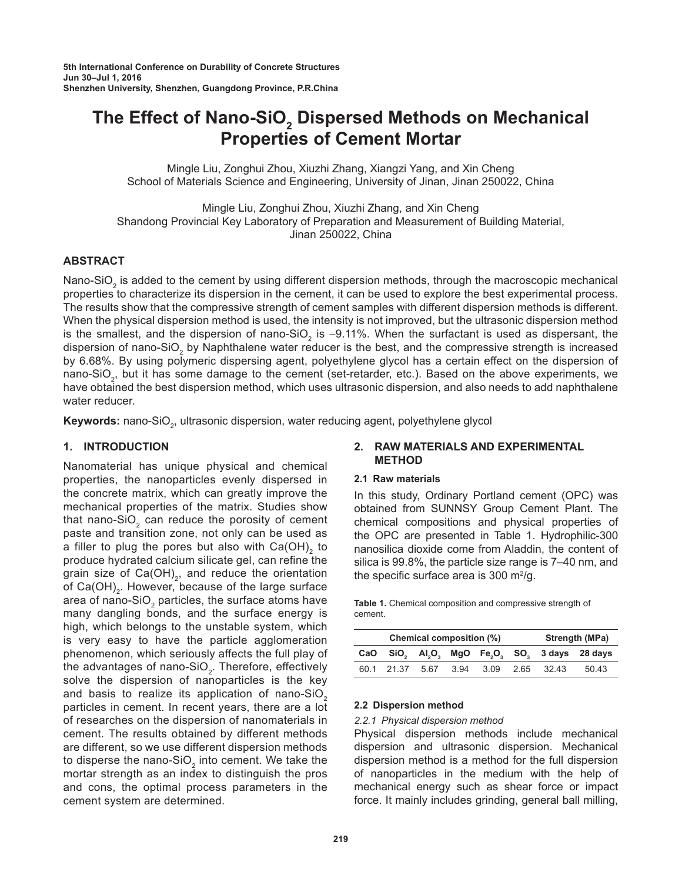5th International Conference on Durability of Concrete Structures
Jun 30–Jul 1, 2016
Shenzhen University, Shenzhen, Guangdong Province, P.R.China

# The Effect of Nano-$SiO_2$ Dispersed Methods on Mechanical Properties of Cement Mortar

Mingle Liu, Zonghui Zhou, Xiuzhi Zhang, Xiangzi Yang, and Xin Cheng
School of Materials Science and Engineering, University of Jinan, Jinan 250022, China

Mingle Liu, Zonghui Zhou, Xiuzhi Zhang, and Xin Cheng
Shandong Provincial Key Laboratory of Preparation and Measurement of Building Material, Jinan 250022, China

## ABSTRACT

Nano-$SiO_2$ is added to the cement by using different dispersion methods, through the macroscopic mechanical properties to characterize its dispersion in the cement, it can be used to explore the best experimental process. The results show that the compressive strength of cement samples with different dispersion methods is different. When the physical dispersion method is used, the intensity is not improved, but the ultrasonic dispersion method is the smallest, and the dispersion of nano-$SiO_2$ is −9.11%. When the surfactant is used as dispersant, the dispersion of nano-$SiO_2$ by Naphthalene water reducer is the best, and the compressive strength is increased by 6.68%. By using polymeric dispersing agent, polyethylene glycol has a certain effect on the dispersion of nano-$SiO_2$, but it has some damage to the cement (set-retarder, etc.). Based on the above experiments, we have obtained the best dispersion method, which uses ultrasonic dispersion, and also needs to add naphthalene water reducer.

**Keywords:** nano-$SiO_2$, ultrasonic dispersion, water reducing agent, polyethylene glycol

## 1. INTRODUCTION

Nanomaterial has unique physical and chemical properties, the nanoparticles evenly dispersed in the concrete matrix, which can greatly improve the mechanical properties of the matrix. Studies show that nano-$SiO_2$ can reduce the porosity of cement paste and transition zone, not only can be used as a filler to plug the pores but also with $Ca(OH)_2$ to produce hydrated calcium silicate gel, can refine the grain size of $Ca(OH)_2$, and reduce the orientation of $Ca(OH)_2$. However, because of the large surface area of nano-$SiO_2$ particles, the surface atoms have many dangling bonds, and the surface energy is high, which belongs to the unstable system, which is very easy to have the particle agglomeration phenomenon, which seriously affects the full play of the advantages of nano-$SiO_2$. Therefore, effectively solve the dispersion of nanoparticles is the key and basis to realize its application of nano-$SiO_2$ particles in cement. In recent years, there are a lot of researches on the dispersion of nanomaterials in cement. The results obtained by different methods are different, so we use different dispersion methods to disperse the nano-$SiO_2$ into cement. We take the mortar strength as an index to distinguish the pros and cons, the optimal process parameters in the cement system are determined.

## 2. RAW MATERIALS AND EXPERIMENTAL METHOD

### 2.1 Raw materials

In this study, Ordinary Portland cement (OPC) was obtained from SUNNSY Group Cement Plant. The chemical compositions and physical properties of the OPC are presented in Table 1. Hydrophilic-300 nanosilica dioxide come from Aladdin, the content of silica is 99.8%, the particle size range is 7–40 nm, and the specific surface area is 300 $m^2/g$.

**Table 1.** Chemical composition and compressive strength of cement.

| Chemical composition (%) | | | | | | Strength (MPa) | |
|---|---|---|---|---|---|---|---|
| CaO | $SiO_2$ | $Al_2O_3$ | MgO | $Fe_2O_3$ | $SO_3$ | 3 days | 28 days |
| 60.1 | 21.37 | 5.67 | 3.94 | 3.09 | 2.65 | 32.43 | 50.43 |

### 2.2 Dispersion method

*2.2.1 Physical dispersion method*

Physical dispersion methods include mechanical dispersion and ultrasonic dispersion. Mechanical dispersion method is a method for the full dispersion of nanoparticles in the medium with the help of mechanical energy such as shear force or impact force. It mainly includes grinding, general ball milling,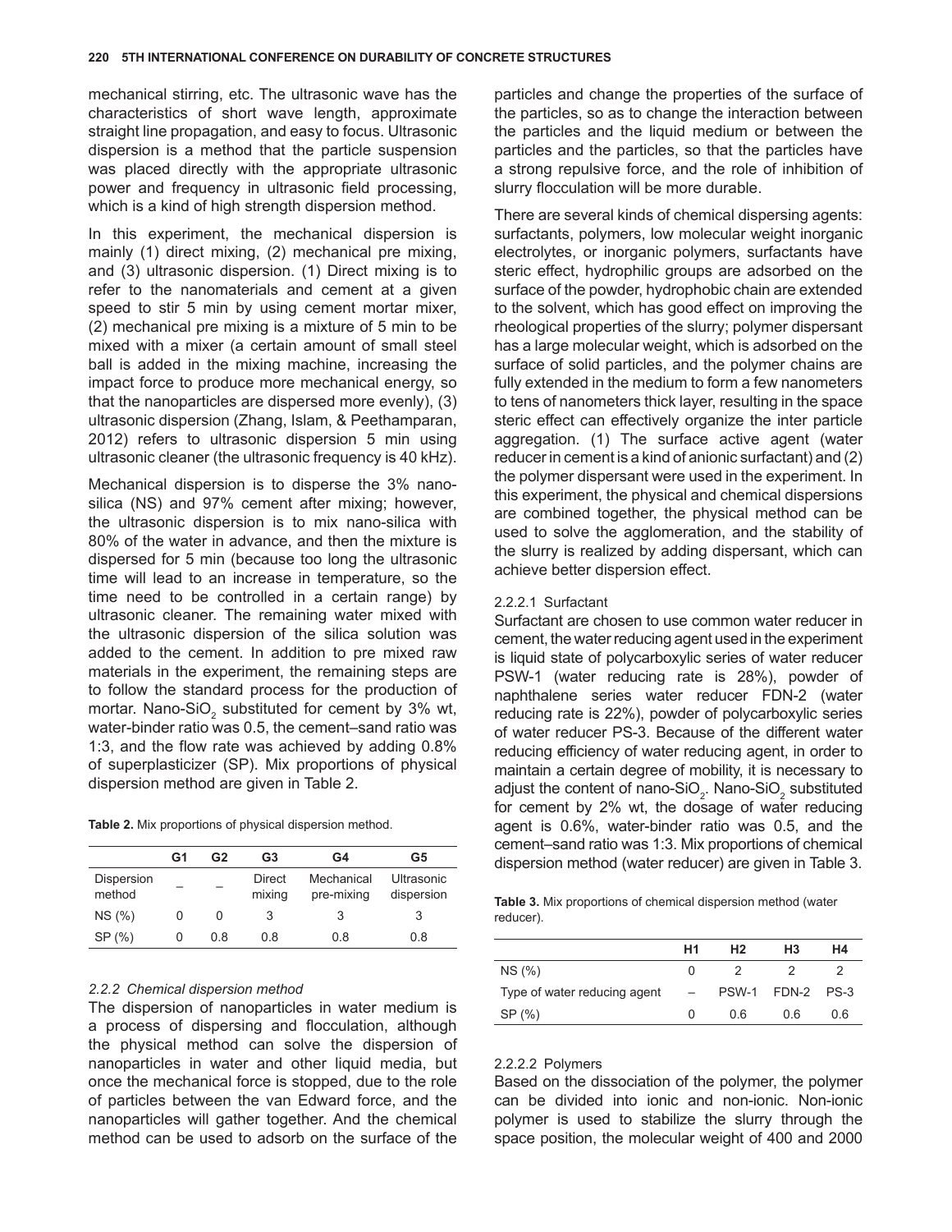mechanical stirring, etc. The ultrasonic wave has the characteristics of short wave length, approximate straight line propagation, and easy to focus. Ultrasonic dispersion is a method that the particle suspension was placed directly with the appropriate ultrasonic power and frequency in ultrasonic field processing, which is a kind of high strength dispersion method.

In this experiment, the mechanical dispersion is mainly (1) direct mixing, (2) mechanical pre mixing, and (3) ultrasonic dispersion. (1) Direct mixing is to refer to the nanomaterials and cement at a given speed to stir 5 min by using cement mortar mixer, (2) mechanical pre mixing is a mixture of 5 min to be mixed with a mixer (a certain amount of small steel ball is added in the mixing machine, increasing the impact force to produce more mechanical energy, so that the nanoparticles are dispersed more evenly), (3) ultrasonic dispersion (Zhang, Islam, & Peethamparan, 2012) refers to ultrasonic dispersion 5 min using ultrasonic cleaner (the ultrasonic frequency is 40 kHz).

Mechanical dispersion is to disperse the 3% nano-silica (NS) and 97% cement after mixing; however, the ultrasonic dispersion is to mix nano-silica with 80% of the water in advance, and then the mixture is dispersed for 5 min (because too long the ultrasonic time will lead to an increase in temperature, so the time need to be controlled in a certain range) by ultrasonic cleaner. The remaining water mixed with the ultrasonic dispersion of the silica solution was added to the cement. In addition to pre mixed raw materials in the experiment, the remaining steps are to follow the standard process for the production of mortar. Nano-$SiO_2$ substituted for cement by 3% wt, water-binder ratio was 0.5, the cement–sand ratio was 1:3, and the flow rate was achieved by adding 0.8% of superplasticizer (SP). Mix proportions of physical dispersion method are given in Table 2.

**Table 2.** Mix proportions of physical dispersion method.

| | G1 | G2 | G3 | G4 | G5 |
|---|---|---|---|---|---|
| Dispersion method | – | – | Direct mixing | Mechanical pre-mixing | Ultrasonic dispersion |
| NS (%) | 0 | 0 | 3 | 3 | 3 |
| SP (%) | 0 | 0.8 | 0.8 | 0.8 | 0.8 |

#### *2.2.2 Chemical dispersion method*

The dispersion of nanoparticles in water medium is a process of dispersing and flocculation, although the physical method can solve the dispersion of nanoparticles in water and other liquid media, but once the mechanical force is stopped, due to the role of particles between the van Edward force, and the nanoparticles will gather together. And the chemical method can be used to adsorb on the surface of the particles and change the properties of the surface of the particles, so as to change the interaction between the particles and the liquid medium or between the particles and the particles, so that the particles have a strong repulsive force, and the role of inhibition of slurry flocculation will be more durable.

There are several kinds of chemical dispersing agents: surfactants, polymers, low molecular weight inorganic electrolytes, or inorganic polymers, surfactants have steric effect, hydrophilic groups are adsorbed on the surface of the powder, hydrophobic chain are extended to the solvent, which has good effect on improving the rheological properties of the slurry; polymer dispersant has a large molecular weight, which is adsorbed on the surface of solid particles, and the polymer chains are fully extended in the medium to form a few nanometers to tens of nanometers thick layer, resulting in the space steric effect can effectively organize the inter particle aggregation. (1) The surface active agent (water reducer in cement is a kind of anionic surfactant) and (2) the polymer dispersant were used in the experiment. In this experiment, the physical and chemical dispersions are combined together, the physical method can be used to solve the agglomeration, and the stability of the slurry is realized by adding dispersant, which can achieve better dispersion effect.

##### 2.2.2.1 Surfactant

Surfactant are chosen to use common water reducer in cement, the water reducing agent used in the experiment is liquid state of polycarboxylic series of water reducer PSW-1 (water reducing rate is 28%), powder of naphthalene series water reducer FDN-2 (water reducing rate is 22%), powder of polycarboxylic series of water reducer PS-3. Because of the different water reducing efficiency of water reducing agent, in order to maintain a certain degree of mobility, it is necessary to adjust the content of nano-$SiO_2$. Nano-$SiO_2$ substituted for cement by 2% wt, the dosage of water reducing agent is 0.6%, water-binder ratio was 0.5, and the cement–sand ratio was 1:3. Mix proportions of chemical dispersion method (water reducer) are given in Table 3.

**Table 3.** Mix proportions of chemical dispersion method (water reducer).

| | H1 | H2 | H3 | H4 |
|---|---|---|---|---|
| NS (%) | 0 | 2 | 2 | 2 |
| Type of water reducing agent | – | PSW-1 | FDN-2 | PS-3 |
| SP (%) | 0 | 0.6 | 0.6 | 0.6 |

##### 2.2.2.2 Polymers

Based on the dissociation of the polymer, the polymer can be divided into ionic and non-ionic. Non-ionic polymer is used to stabilize the slurry through the space position, the molecular weight of 400 and 2000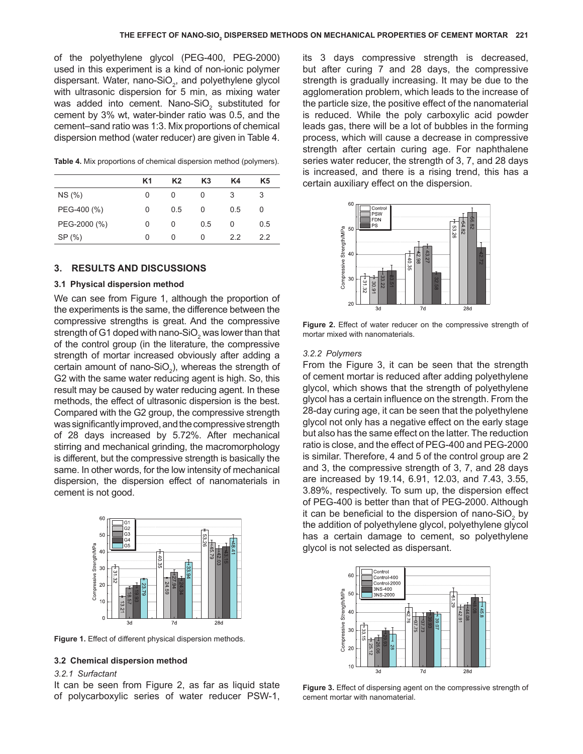of the polyethylene glycol (PEG-400, PEG-2000) used in this experiment is a kind of non-ionic polymer dispersant. Water, nano-$SiO_2$, and polyethylene glycol with ultrasonic dispersion for 5 min, as mixing water was added into cement. Nano-$SiO_2$ substituted for cement by 3% wt, water-binder ratio was 0.5, and the cement–sand ratio was 1:3. Mix proportions of chemical dispersion method (water reducer) are given in Table 4.

**Table 4.** Mix proportions of chemical dispersion method (polymers).

| | K1 | K2 | K3 | K4 | K5 |
|---|---|---|---|---|---|
| NS (%) | 0 | 0 | 0 | 3 | 3 |
| PEG-400 (%) | 0 | 0.5 | 0 | 0.5 | 0 |
| PEG-2000 (%) | 0 | 0 | 0.5 | 0 | 0.5 |
| SP (%) | 0 | 0 | 0 | 2.2 | 2.2 |

## 3. RESULTS AND DISCUSSIONS

### 3.1 Physical dispersion method

We can see from Figure 1, although the proportion of the experiments is the same, the difference between the compressive strengths is great. And the compressive strength of G1 doped with nano-$SiO_2$ was lower than that of the control group (in the literature, the compressive strength of mortar increased obviously after adding a certain amount of nano-$SiO_2$), whereas the strength of G2 with the same water reducing agent is high. So, this result may be caused by water reducing agent. In these methods, the effect of ultrasonic dispersion is the best. Compared with the G2 group, the compressive strength was significantly improved, and the compressive strength of 28 days increased by 5.72%. After mechanical stirring and mechanical grinding, the macromorphology is different, but the compressive strength is basically the same. In other words, for the low intensity of mechanical dispersion, the dispersion effect of nanomaterials in cement is not good.

**Figure 1.** Effect of different physical dispersion methods.

### 3.2 Chemical dispersion method

*3.2.1 Surfactant*

It can be seen from Figure 2, as far as liquid state of polycarboxylic series of water reducer PSW-1, its 3 days compressive strength is decreased, but after curing 7 and 28 days, the compressive strength is gradually increasing. It may be due to the agglomeration problem, which leads to the increase of the particle size, the positive effect of the nanomaterial is reduced. While the poly carboxylic acid powder leads gas, there will be a lot of bubbles in the forming process, which will cause a decrease in compressive strength after certain curing age. For naphthalene series water reducer, the strength of 3, 7, and 28 days is increased, and there is a rising trend, this has a certain auxiliary effect on the dispersion.

**Figure 2.** Effect of water reducer on the compressive strength of mortar mixed with nanomaterials.

*3.2.2 Polymers*

From the Figure 3, it can be seen that the strength of cement mortar is reduced after adding polyethylene glycol, which shows that the strength of polyethylene glycol has a certain influence on the strength. From the 28-day curing age, it can be seen that the polyethylene glycol not only has a negative effect on the early stage but also has the same effect on the latter. The reduction ratio is close, and the effect of PEG-400 and PEG-2000 is similar. Therefore, 4 and 5 of the control group are 2 and 3, the compressive strength of 3, 7, and 28 days are increased by 19.14, 6.91, 12.03, and 7.43, 3.55, 3.89%, respectively. To sum up, the dispersion effect of PEG-400 is better than that of PEG-2000. Although it can be beneficial to the dispersion of nano-$SiO_2$ by the addition of polyethylene glycol, polyethylene glycol has a certain damage to cement, so polyethylene glycol is not selected as dispersant.

**Figure 3.** Effect of dispersing agent on the compressive strength of cement mortar with nanomaterial.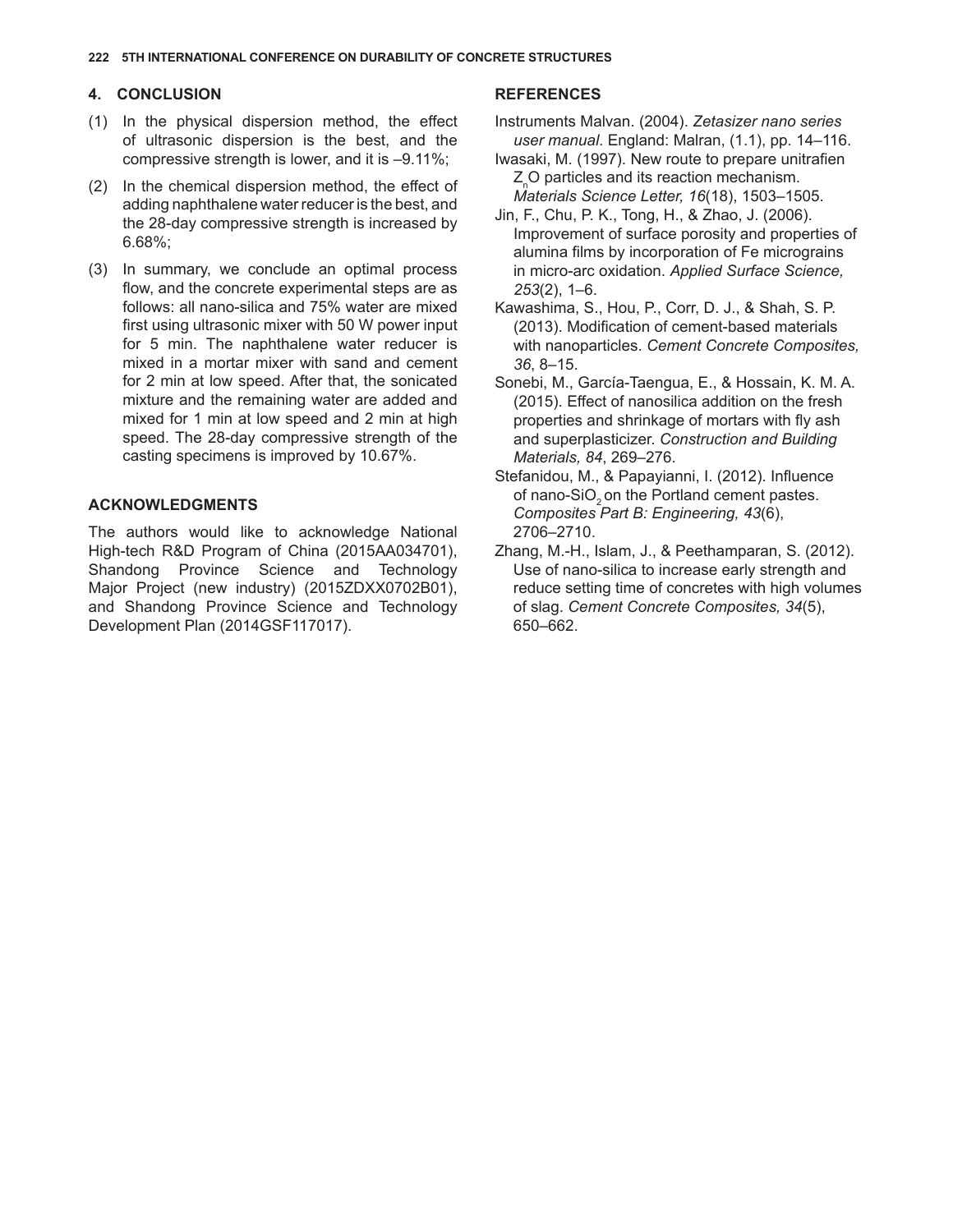## 4. CONCLUSION

(1) In the physical dispersion method, the effect of ultrasonic dispersion is the best, and the compressive strength is lower, and it is –9.11%;

(2) In the chemical dispersion method, the effect of adding naphthalene water reducer is the best, and the 28-day compressive strength is increased by 6.68%;

(3) In summary, we conclude an optimal process flow, and the concrete experimental steps are as follows: all nano-silica and 75% water are mixed first using ultrasonic mixer with 50 W power input for 5 min. The naphthalene water reducer is mixed in a mortar mixer with sand and cement for 2 min at low speed. After that, the sonicated mixture and the remaining water are added and mixed for 1 min at low speed and 2 min at high speed. The 28-day compressive strength of the casting specimens is improved by 10.67%.

## ACKNOWLEDGMENTS

The authors would like to acknowledge National High-tech R&D Program of China (2015AA034701), Shandong Province Science and Technology Major Project (new industry) (2015ZDXX0702B01), and Shandong Province Science and Technology Development Plan (2014GSF117017).

## REFERENCES

Instruments Malvan. (2004). *Zetasizer nano series user manual*. England: Malran, (1.1), pp. 14–116.

Iwasaki, M. (1997). New route to prepare unitrafien $Z_nO$ particles and its reaction mechanism. *Materials Science Letter, 16*(18), 1503–1505.

Jin, F., Chu, P. K., Tong, H., & Zhao, J. (2006). Improvement of surface porosity and properties of alumina films by incorporation of Fe micrograins in micro-arc oxidation. *Applied Surface Science, 253*(2), 1–6.

Kawashima, S., Hou, P., Corr, D. J., & Shah, S. P. (2013). Modification of cement-based materials with nanoparticles. *Cement Concrete Composites, 36*, 8–15.

Sonebi, M., García-Taengua, E., & Hossain, K. M. A. (2015). Effect of nanosilica addition on the fresh properties and shrinkage of mortars with fly ash and superplasticizer. *Construction and Building Materials, 84*, 269–276.

Stefanidou, M., & Papayianni, I. (2012). Influence of nano-$SiO_2$ on the Portland cement pastes. *Composites Part B: Engineering, 43*(6), 2706–2710.

Zhang, M.-H., Islam, J., & Peethamparan, S. (2012). Use of nano-silica to increase early strength and reduce setting time of concretes with high volumes of slag. *Cement Concrete Composites, 34*(5), 650–662.